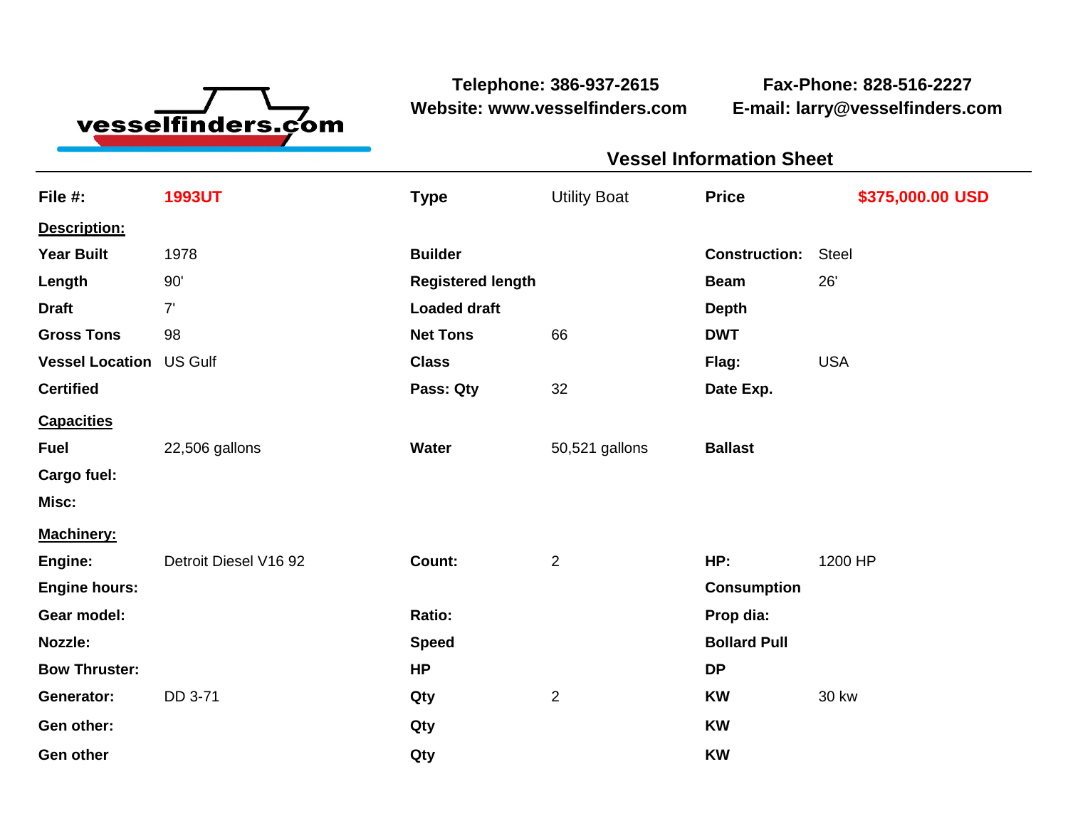vesselfinders.com

**Telephone: 386-937-2615**
**Website: www.vesselfinders.com**

**Fax-Phone: 828-516-2227**
**E-mail: larry@vesselfinders.com**

## Vessel Information Sheet

| **File #:** | **1993UT** | **Type** | Utility Boat | **Price** | **$375,000.00 USD** |
|---|---|---|---|---|---|
| **Description:** | | | | | |
| **Year Built** | 1978 | **Builder** | | **Construction:** | Steel |
| **Length** | 90' | **Registered length** | | **Beam** | 26' |
| **Draft** | 7' | **Loaded draft** | | **Depth** | |
| **Gross Tons** | 98 | **Net Tons** | 66 | **DWT** | |
| **Vessel Location** | US Gulf | **Class** | | **Flag:** | USA |
| **Certified** | | **Pass: Qty** | 32 | **Date Exp.** | |
| **Capacities** | | | | | |
| **Fuel** | 22,506 gallons | **Water** | 50,521 gallons | **Ballast** | |
| **Cargo fuel:** | | | | | |
| **Misc:** | | | | | |
| **Machinery:** | | | | | |
| **Engine:** | Detroit Diesel V16 92 | **Count:** | 2 | **HP:** | 1200 HP |
| **Engine hours:** | | | | **Consumption** | |
| **Gear model:** | | **Ratio:** | | **Prop dia:** | |
| **Nozzle:** | | **Speed** | | **Bollard Pull** | |
| **Bow Thruster:** | | **HP** | | **DP** | |
| **Generator:** | DD 3-71 | **Qty** | 2 | **KW** | 30 kw |
| **Gen other:** | | **Qty** | | **KW** | |
| **Gen other** | | **Qty** | | **KW** | |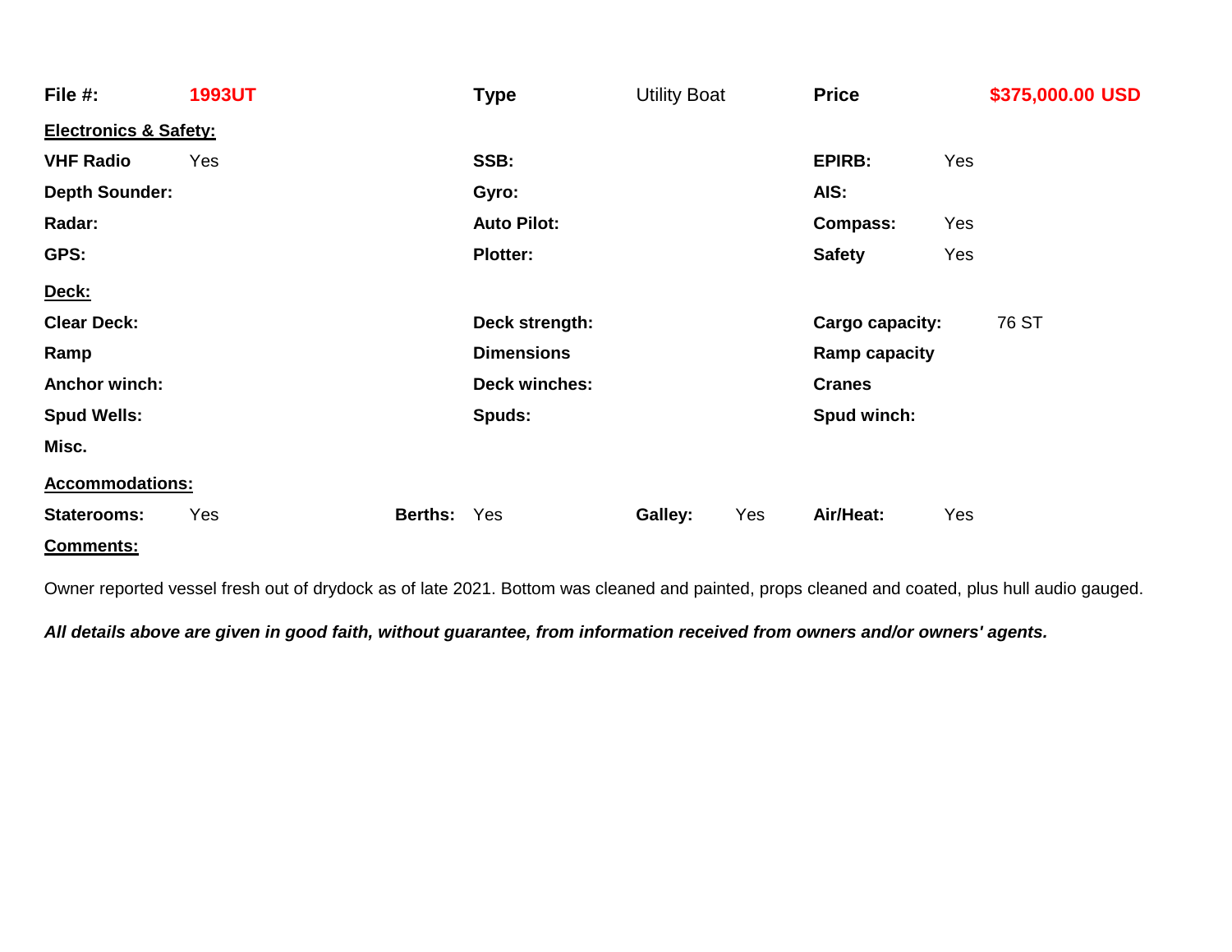| | | | | | |
|---|---|---|---|---|---|
| **File #:** | **1993UT** | **Type** | Utility Boat | **Price** | **$375,000.00 USD** |

**Electronics & Safety:**

| | | | | | |
|---|---|---|---|---|---|
| **VHF Radio** | Yes | **SSB:** | | **EPIRB:** | Yes |
| **Depth Sounder:** | | **Gyro:** | | **AIS:** | |
| **Radar:** | | **Auto Pilot:** | | **Compass:** | Yes |
| **GPS:** | | **Plotter:** | | **Safety** | Yes |

**Deck:**

| | | | | | |
|---|---|---|---|---|---|
| **Clear Deck:** | | **Deck strength:** | | **Cargo capacity:** | 76 ST |
| **Ramp** | | **Dimensions** | | **Ramp capacity** | |
| **Anchor winch:** | | **Deck winches:** | | **Cranes** | |
| **Spud Wells:** | | **Spuds:** | | **Spud winch:** | |
| **Misc.** | | | | | |

**Accommodations:**

| | | | | | | | |
|---|---|---|---|---|---|---|---|
| **Staterooms:** | Yes | **Berths:** | Yes | **Galley:** | Yes | **Air/Heat:** | Yes |

**Comments:**

Owner reported vessel fresh out of drydock as of late 2021. Bottom was cleaned and painted, props cleaned and coated, plus hull audio gauged.

***All details above are given in good faith, without guarantee, from information received from owners and/or owners' agents.***